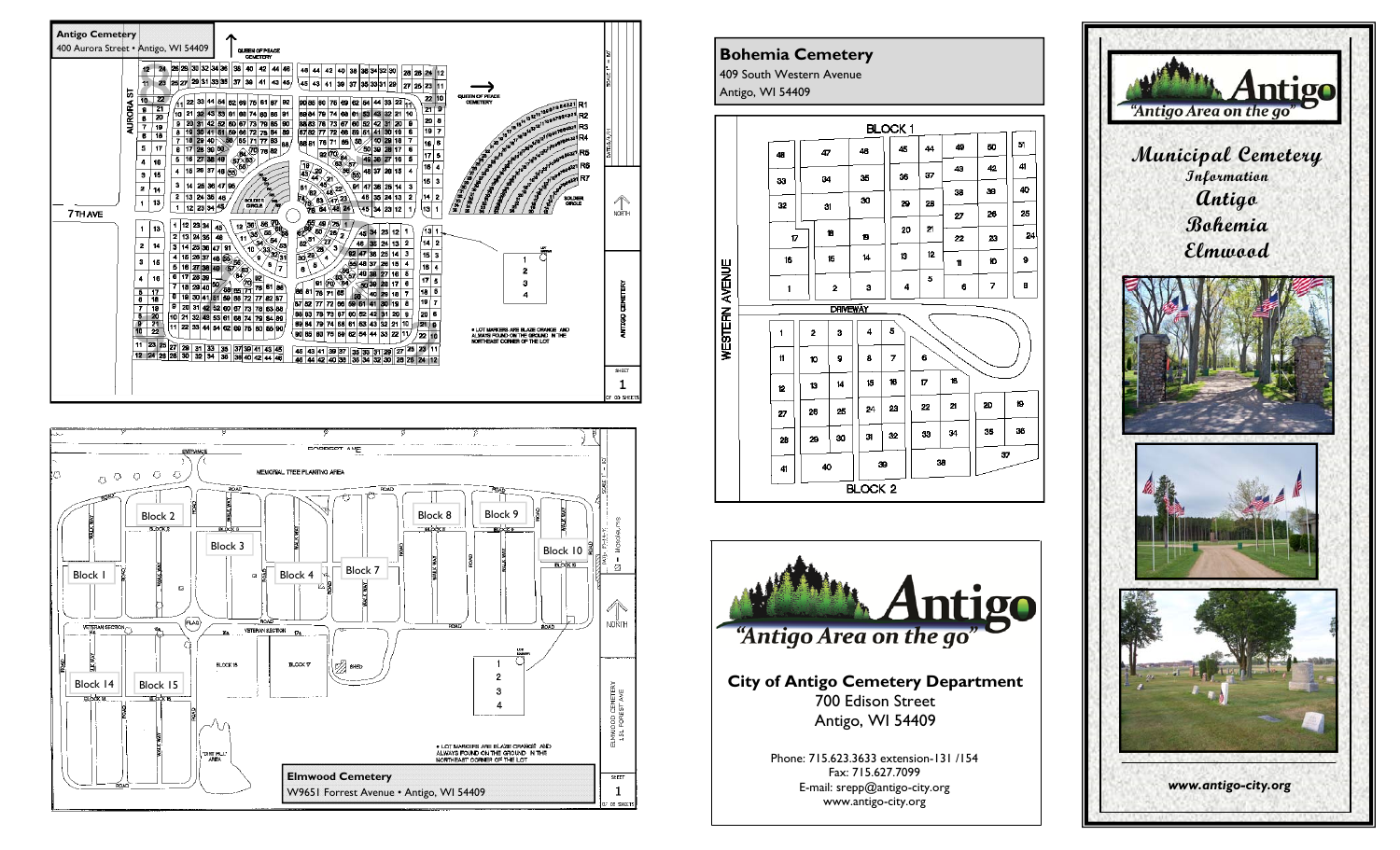**Antigo Cemetery**
400 Aurora Street • Antigo, WI 54409

**Bohemia Cemetery**
409 South Western Avenue
Antigo, WI 54409

**Elmwood Cemetery**
W9651 Forrest Avenue • Antigo, WI 54409

• LOT MARKERS ARE BLAZE ORANGE AND ALWAYS FOUND ON THE GROUND IN THE NORTHEAST CORNER OF THE LOT

"Antigo Area on the go"

**City of Antigo Cemetery Department**
700 Edison Street
Antigo, WI 54409

Phone: 715.623.3633 extension-131 /154
Fax: 715.627.7099
E-mail: srepp@antigo-city.org
www.antigo-city.org

"Antigo Area on the go"

# Municipal Cemetery Information

## Antigo
## Bohemia
## Elmwood

*www.antigo-city.org*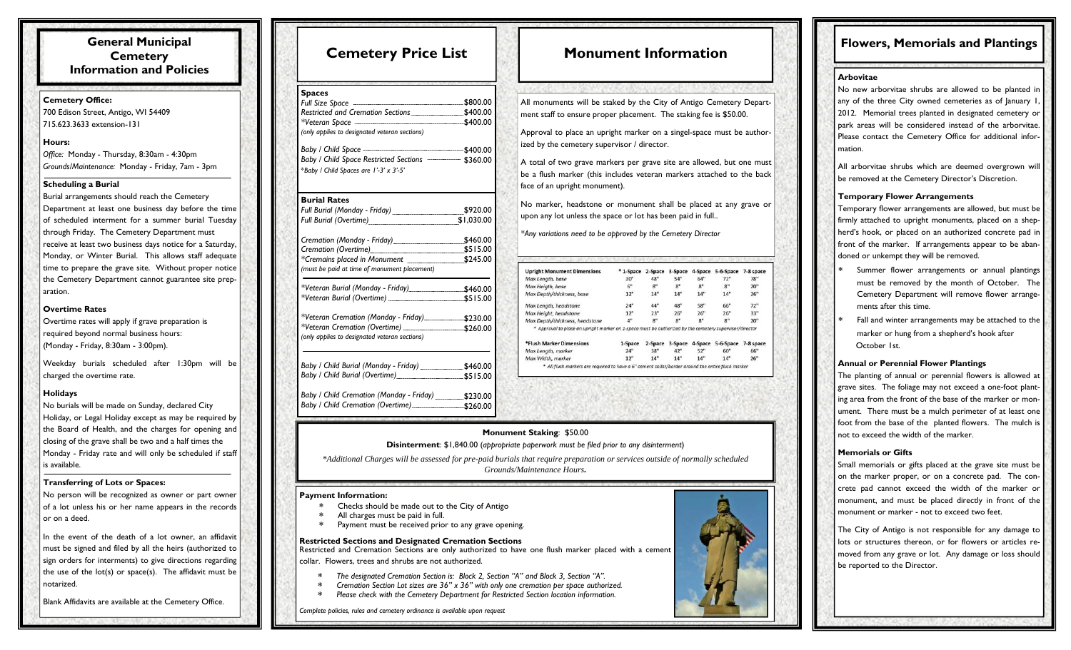# General Municipal Cemetery Information and Policies

**Cemetery Office:**
700 Edison Street, Antigo, WI 54409
715.623.3633 extension-131

**Hours:**
*Office:* Monday - Thursday, 8:30am - 4:30pm
*Grounds/Maintenance:* Monday - Friday, 7am - 3pm

### Scheduling a Burial

Burial arrangements should reach the Cemetery Department at least one business day before the time of scheduled interment for a summer burial Tuesday through Friday. The Cemetery Department must receive at least two business days notice for a Saturday, Monday, or Winter Burial. This allows staff adequate time to prepare the grave site. Without proper notice the Cemetery Department cannot guarantee site preparation.

### Overtime Rates

Overtime rates will apply if grave preparation is required beyond normal business hours: (Monday - Friday, 8:30am - 3:00pm).

Weekday burials scheduled after 1:30pm will be charged the overtime rate.

### Holidays

No burials will be made on Sunday, declared City Holiday, or Legal Holiday except as may be required by the Board of Health, and the charges for opening and closing of the grave shall be two and a half times the Monday - Friday rate and will only be scheduled if staff is available.

### Transferring of Lots or Spaces:

No person will be recognized as owner or part owner of a lot unless his or her name appears in the records or on a deed.

In the event of the death of a lot owner, an affidavit must be signed and filed by all the heirs (authorized to sign orders for interments) to give directions regarding the use of the lot(s) or space(s). The affidavit must be notarized.

Blank Affidavits are available at the Cemetery Office.

# Cemetery Price List

### Spaces

| | |
|---|---|
| *Full Size Space* | $800.00 |
| *Restricted and Cremation Sections* | $400.00 |
| **Veteran Space* | $400.00 |

*(only applies to designated veteran sections)*

| | |
|---|---|
| *Baby / Child Space* | $400.00 |
| *Baby / Child Space Restricted Sections* | $360.00 |

**Baby / Child Spaces are 1'-3' x 3'-5'*

### Burial Rates

| | |
|---|---|
| *Full Burial (Monday - Friday)* | $920.00 |
| *Full Burial (Overtime)* | $1,030.00 |
| *Cremation (Monday - Friday)* | $460.00 |
| *Cremation (Overtime)* | $515.00 |
| **Cremains placed in Monument* | $245.00 |

*(must be paid at time of monument placement)*

| | |
|---|---|
| **Veteran Burial (Monday - Friday)* | $460.00 |
| **Veteran Burial (Overtime)* | $515.00 |
| **Veteran Cremation (Monday - Friday)* | $230.00 |
| **Veteran Cremation (Overtime)* | $260.00 |

*(only applies to designated veteran sections)*

| | |
|---|---|
| *Baby / Child Burial (Monday - Friday)* | $460.00 |
| *Baby / Child Burial (Overtime)* | $515.00 |
| *Baby / Child Cremation (Monday - Friday)* | $230.00 |
| *Baby / Child Cremation (Overtime)* | $260.00 |

# Monument Information

All monuments will be staked by the City of Antigo Cemetery Department staff to ensure proper placement. The staking fee is $50.00.

Approval to place an upright marker on a singel-space must be authorized by the cemetery supervisor / director.

A total of two grave markers per grave site are allowed, but one must be a flush marker (this includes veteran markers attached to the back face of an upright monument).

No marker, headstone or monument shall be placed at any grave or upon any lot unless the space or lot has been paid in full..

**Any variations need to be approved by the Cemetery Director*

| Upright Monument Dimensions | * 1-Space | 2-Space | 3-Space | 4-Space | 5-6-Space | 7-8 space |
|---|---|---|---|---|---|---|
| Max Length, base | 30" | 48" | 54" | 64" | 72" | 78" |
| Max Heigth, base | 6" | 8" | 8" | 8" | 8" | 20" |
| Max Depth/thickness, base | 12" | 14" | 14" | 14" | 14" | 26" |
| Max Length, headstone | 24" | 44" | 48" | 58" | 66" | 72" |
| Max Height, headstone | 12" | 23" | 26" | 26" | 26" | 33" |
| Max Depth/thickness, headstone | 4" | 8" | 8" | 8" | 8" | 20" |

* Approval to place an upright marker on 1-space must be authorized by the cemetery supervisor/director

| *Flush Marker Dimensions | 1-Space | 2-Space | 3-Space | 4-Space | 5-6-Space | 7-8 space |
|---|---|---|---|---|---|---|
| Max Length, marker | 24" | 38" | 42" | 52" | 60" | 66" |
| Max Width, marker | 12" | 14" | 14" | 14" | 14" | 26" |

* All flush markers are required to have a 6" cement collar/border around the entire flush marker

**Monument Staking**: $50.00

**Disinterment**: $1,840.00 (*appropriate paperwork must be filed prior to any disinterment*)

**Additional Charges will be assessed for pre-paid burials that require preparation or services outside of normally scheduled Grounds/Maintenance Hours.*

### Payment Information:

* Checks should be made out to the City of Antigo
* All charges must be paid in full.
* Payment must be received prior to any grave opening.

### Restricted Sections and Designated Cremation Sections

Restricted and Cremation Sections are only authorized to have one flush marker placed with a cement collar. Flowers, trees and shrubs are not authorized.

* *The designated Cremation Section is: Block 2, Section "A" and Block 3, Section "A".*
* *Cremation Section Lot sizes are 36" x 36" with only one cremation per space authorized.*
* *Please check with the Cemetery Department for Restricted Section location information.*

*Complete policies, rules and cemetery ordinance is available upon request*

# Flowers, Memorials and Plantings

### Arbovitae

No new arborvitae shrubs are allowed to be planted in any of the three City owned cemeteries as of January 1, 2012. Memorial trees planted in designated cemetery or park areas will be considered instead of the arborvitae. Please contact the Cemetery Office for additional information.

All arborvitae shrubs which are deemed overgrown will be removed at the Cemetery Director's Discretion.

### Temporary Flower Arrangements

Temporary flower arrangements are allowed, but must be firmly attached to upright monuments, placed on a shepherd's hook, or placed on an authorized concrete pad in front of the marker. If arrangements appear to be abandoned or unkempt they will be removed.

* Summer flower arrangements or annual plantings must be removed by the month of October. The Cemetery Department will remove flower arrangements after this time.
* Fall and winter arrangements may be attached to the marker or hung from a shepherd's hook after October 1st.

### Annual or Perennial Flower Plantings

The planting of annual or perennial flowers is allowed at grave sites. The foliage may not exceed a one-foot planting area from the front of the base of the marker or monument. There must be a mulch perimeter of at least one foot from the base of the planted flowers. The mulch is not to exceed the width of the marker.

### Memorials or Gifts

Small memorials or gifts placed at the grave site must be on the marker proper, or on a concrete pad. The concrete pad cannot exceed the width of the marker or monument, and must be placed directly in front of the monument or marker - not to exceed two feet.

The City of Antigo is not responsible for any damage to lots or structures thereon, or for flowers or articles removed from any grave or lot. Any damage or loss should be reported to the Director.